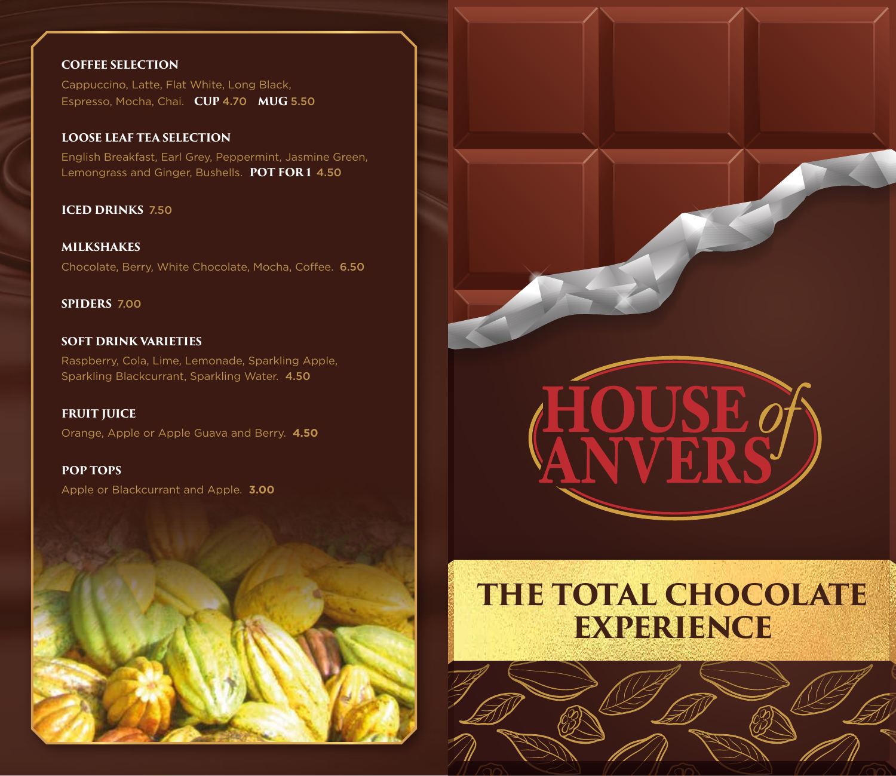## COFFEE SELECTION

Cappuccino, Latte, Flat White, Long Black, Espresso, Mocha, Chai. **CUP** 4.70 **MUG** 5.50

## LOOSE LEAF TEA SELECTION

English Breakfast, Earl Grey, Peppermint, Jasmine Green, Lemongrass and Ginger, Bushells. **POT FOR 1** 4.50

## ICED DRINKS 7.50

## MILKSHAKES

Chocolate, Berry, White Chocolate, Mocha, Coffee. **6.50**

## SPIDERS 7.00

## SOFT DRINK VARIETIES

Raspberry, Cola, Lime, Lemonade, Sparkling Apple, Sparkling Blackcurrant, Sparkling Water. **4.50**

## FRUIT JUICE

Orange, Apple or Apple Guava and Berry. **4.50**

## POP TOPS

Apple or Blackcurrant and Apple. **3.00**

# HOUSE of ANVERS

## THE TOTAL CHOCOLATE EXPERIENCE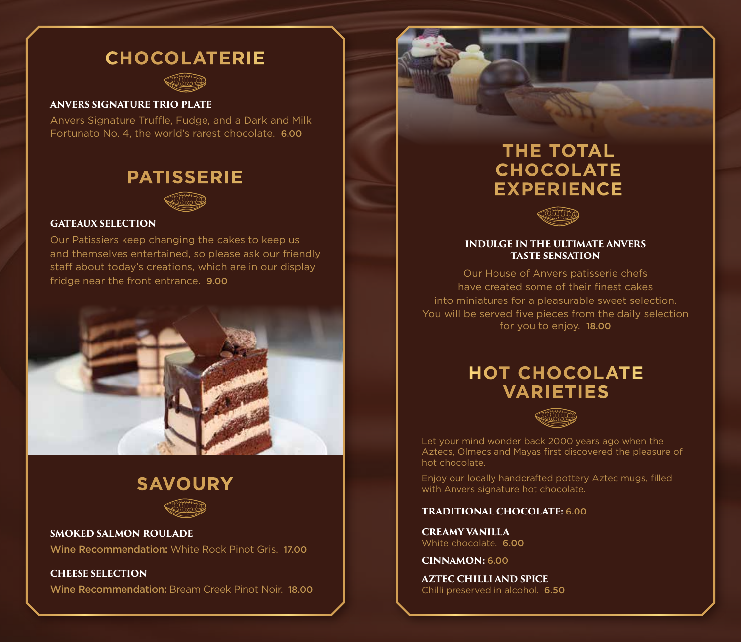# CHOCOLATERIE

### ANVERS SIGNATURE TRIO PLATE

Anvers Signature Truffle, Fudge, and a Dark and Milk Fortunato No. 4, the world's rarest chocolate. **6.00**

# PATISSERIE

### GATEAUX SELECTION

Our Patissiers keep changing the cakes to keep us and themselves entertained, so please ask our friendly staff about today's creations, which are in our display fridge near the front entrance. **9.00**

# SAVOURY

### SMOKED SALMON ROULADE

**Wine Recommendation:** White Rock Pinot Gris. **17.00**

### CHEESE SELECTION

**Wine Recommendation:** Bream Creek Pinot Noir. **18.00**

# THE TOTAL CHOCOLATE EXPERIENCE

### INDULGE IN THE ULTIMATE ANVERS TASTE SENSATION

Our House of Anvers patisserie chefs have created some of their finest cakes into miniatures for a pleasurable sweet selection. You will be served five pieces from the daily selection for you to enjoy. **18.00**

# HOT CHOCOLATE VARIETIES

Let your mind wonder back 2000 years ago when the Aztecs, Olmecs and Mayas first discovered the pleasure of hot chocolate.

Enjoy our locally handcrafted pottery Aztec mugs, filled with Anvers signature hot chocolate.

**TRADITIONAL CHOCOLATE:** 6.00

**CREAMY VANILLA**
White chocolate. **6.00**

**CINNAMON:** 6.00

**AZTEC CHILLI AND SPICE**
Chilli preserved in alcohol. **6.50**